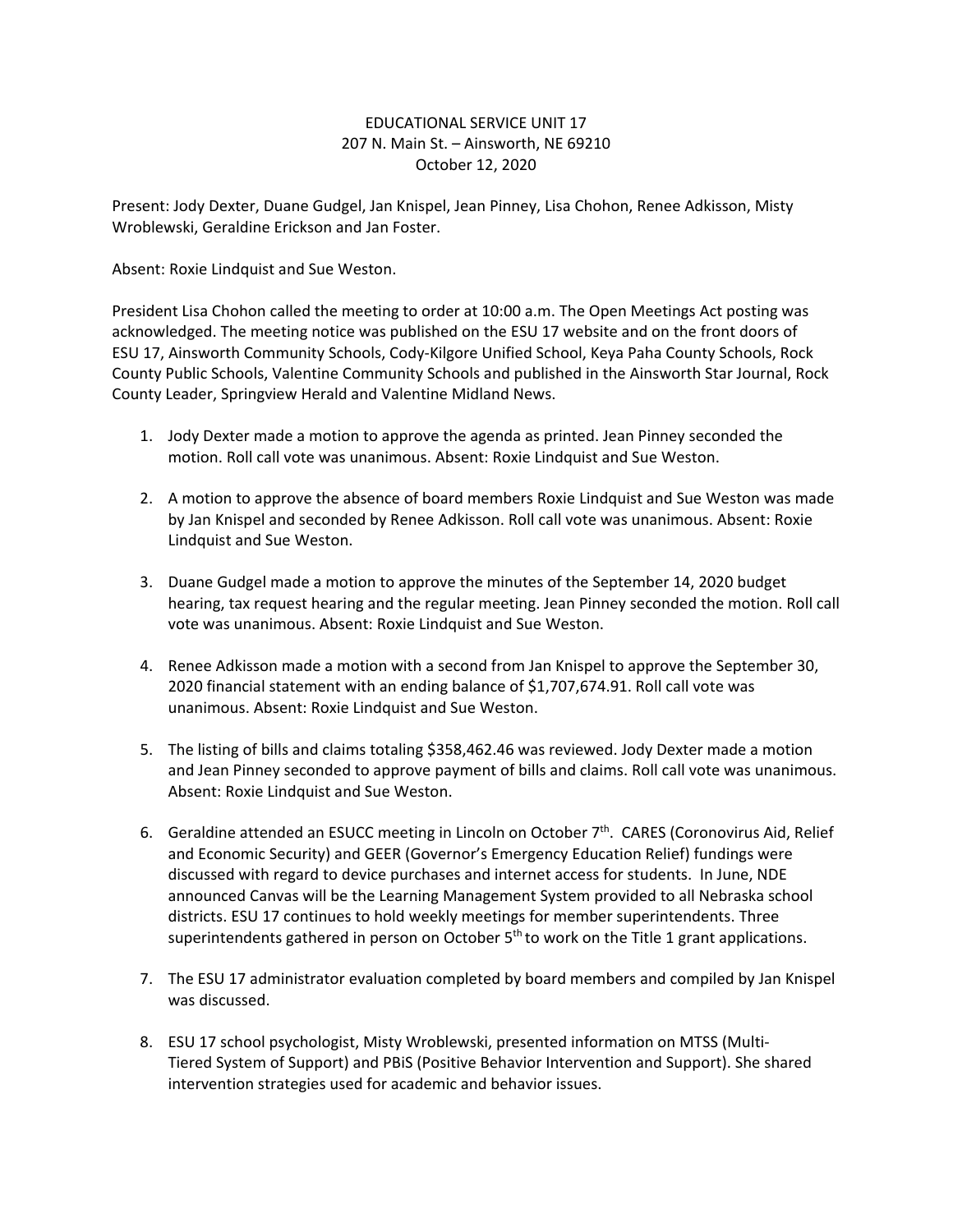EDUCATIONAL SERVICE UNIT 17
207 N. Main St. – Ainsworth, NE 69210
October 12, 2020

Present: Jody Dexter, Duane Gudgel, Jan Knispel, Jean Pinney, Lisa Chohon, Renee Adkisson, Misty Wroblewski, Geraldine Erickson and Jan Foster.

Absent: Roxie Lindquist and Sue Weston.

President Lisa Chohon called the meeting to order at 10:00 a.m. The Open Meetings Act posting was acknowledged. The meeting notice was published on the ESU 17 website and on the front doors of ESU 17, Ainsworth Community Schools, Cody-Kilgore Unified School, Keya Paha County Schools, Rock County Public Schools, Valentine Community Schools and published in the Ainsworth Star Journal, Rock County Leader, Springview Herald and Valentine Midland News.

1. Jody Dexter made a motion to approve the agenda as printed. Jean Pinney seconded the motion. Roll call vote was unanimous. Absent: Roxie Lindquist and Sue Weston.

2. A motion to approve the absence of board members Roxie Lindquist and Sue Weston was made by Jan Knispel and seconded by Renee Adkisson. Roll call vote was unanimous. Absent: Roxie Lindquist and Sue Weston.

3. Duane Gudgel made a motion to approve the minutes of the September 14, 2020 budget hearing, tax request hearing and the regular meeting. Jean Pinney seconded the motion. Roll call vote was unanimous. Absent: Roxie Lindquist and Sue Weston.

4. Renee Adkisson made a motion with a second from Jan Knispel to approve the September 30, 2020 financial statement with an ending balance of $1,707,674.91. Roll call vote was unanimous. Absent: Roxie Lindquist and Sue Weston.

5. The listing of bills and claims totaling $358,462.46 was reviewed. Jody Dexter made a motion and Jean Pinney seconded to approve payment of bills and claims. Roll call vote was unanimous. Absent: Roxie Lindquist and Sue Weston.

6. Geraldine attended an ESUCC meeting in Lincoln on October 7th. CARES (Coronovirus Aid, Relief and Economic Security) and GEER (Governor's Emergency Education Relief) fundings were discussed with regard to device purchases and internet access for students. In June, NDE announced Canvas will be the Learning Management System provided to all Nebraska school districts. ESU 17 continues to hold weekly meetings for member superintendents. Three superintendents gathered in person on October 5th to work on the Title 1 grant applications.

7. The ESU 17 administrator evaluation completed by board members and compiled by Jan Knispel was discussed.

8. ESU 17 school psychologist, Misty Wroblewski, presented information on MTSS (Multi-Tiered System of Support) and PBiS (Positive Behavior Intervention and Support). She shared intervention strategies used for academic and behavior issues.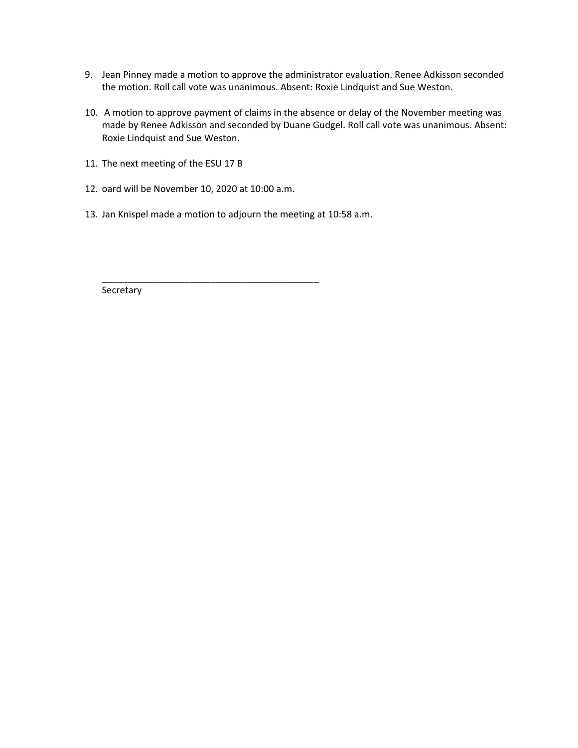9. Jean Pinney made a motion to approve the administrator evaluation. Renee Adkisson seconded the motion. Roll call vote was unanimous. Absent: Roxie Lindquist and Sue Weston.

10. A motion to approve payment of claims in the absence or delay of the November meeting was made by Renee Adkisson and seconded by Duane Gudgel. Roll call vote was unanimous. Absent: Roxie Lindquist and Sue Weston.

11. The next meeting of the ESU 17 B

12. oard will be November 10, 2020 at 10:00 a.m.

13. Jan Knispel made a motion to adjourn the meeting at 10:58 a.m.

\_\_\_\_\_\_\_\_\_\_\_\_\_\_\_\_\_\_\_\_\_\_\_\_\_\_\_\_\_\_\_\_\_\_\_\_\_\_\_\_\_\_\_\_

Secretary